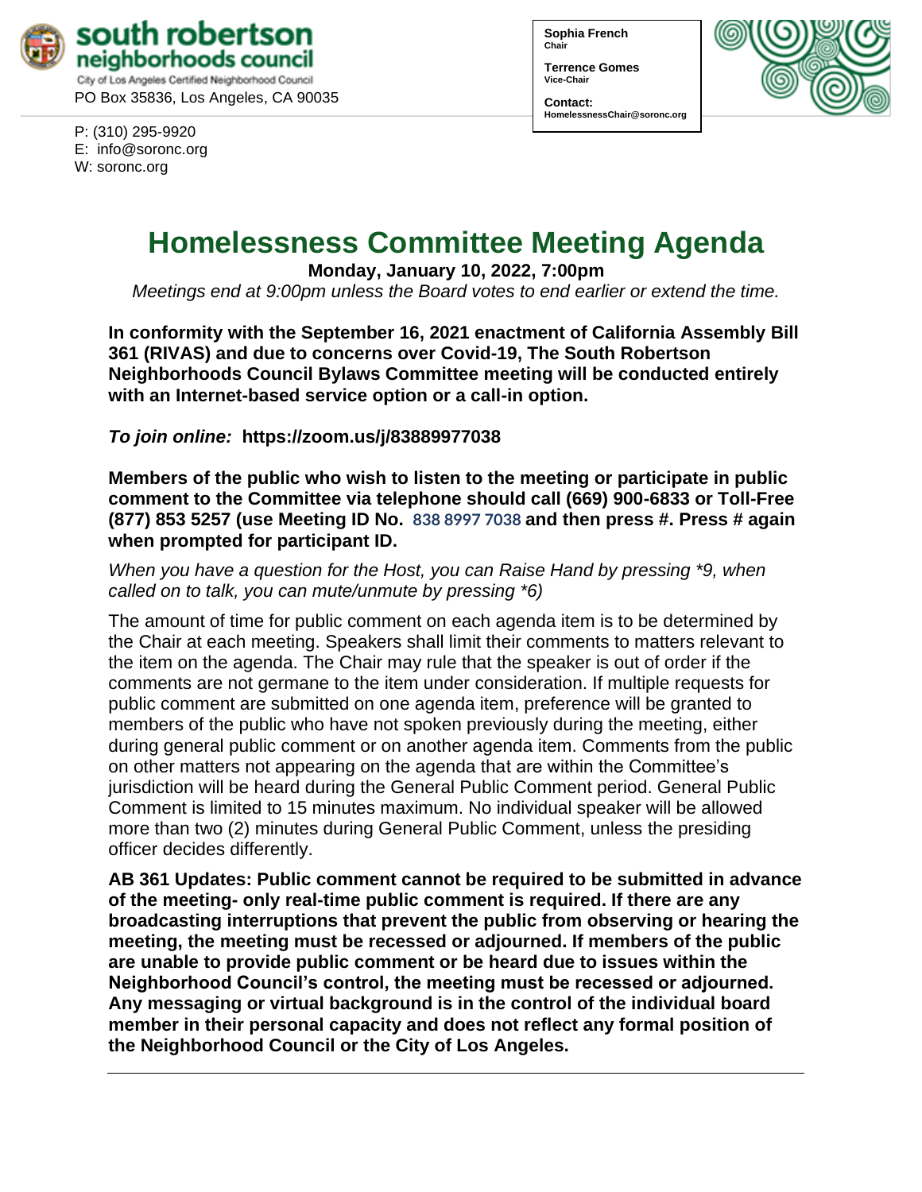south robertson neighborhoods council
City of Los Angeles Certified Neighborhood Council
PO Box 35836, Los Angeles, CA 90035

P: (310) 295-9920
E: info@soronc.org
W: soronc.org

**Sophia French**
Chair

**Terrence Gomes**
Vice-Chair

**Contact:**
HomelessnessChair@soronc.org

# Homelessness Committee Meeting Agenda

**Monday, January 10, 2022, 7:00pm**

*Meetings end at 9:00pm unless the Board votes to end earlier or extend the time.*

**In conformity with the September 16, 2021 enactment of California Assembly Bill 361 (RIVAS) and due to concerns over Covid-19, The South Robertson Neighborhoods Council Bylaws Committee meeting will be conducted entirely with an Internet-based service option or a call-in option.**

***To join online:*** **https://zoom.us/j/83889977038**

**Members of the public who wish to listen to the meeting or participate in public comment to the Committee via telephone should call (669) 900-6833 or Toll-Free (877) 853 5257 (use Meeting ID No. 838 8997 7038 and then press #. Press # again when prompted for participant ID.**

*When you have a question for the Host, you can Raise Hand by pressing *9, when called on to talk, you can mute/unmute by pressing *6)*

The amount of time for public comment on each agenda item is to be determined by the Chair at each meeting. Speakers shall limit their comments to matters relevant to the item on the agenda. The Chair may rule that the speaker is out of order if the comments are not germane to the item under consideration. If multiple requests for public comment are submitted on one agenda item, preference will be granted to members of the public who have not spoken previously during the meeting, either during general public comment or on another agenda item. Comments from the public on other matters not appearing on the agenda that are within the Committee's jurisdiction will be heard during the General Public Comment period. General Public Comment is limited to 15 minutes maximum. No individual speaker will be allowed more than two (2) minutes during General Public Comment, unless the presiding officer decides differently.

**AB 361 Updates: Public comment cannot be required to be submitted in advance of the meeting- only real-time public comment is required. If there are any broadcasting interruptions that prevent the public from observing or hearing the meeting, the meeting must be recessed or adjourned. If members of the public are unable to provide public comment or be heard due to issues within the Neighborhood Council's control, the meeting must be recessed or adjourned. Any messaging or virtual background is in the control of the individual board member in their personal capacity and does not reflect any formal position of the Neighborhood Council or the City of Los Angeles.**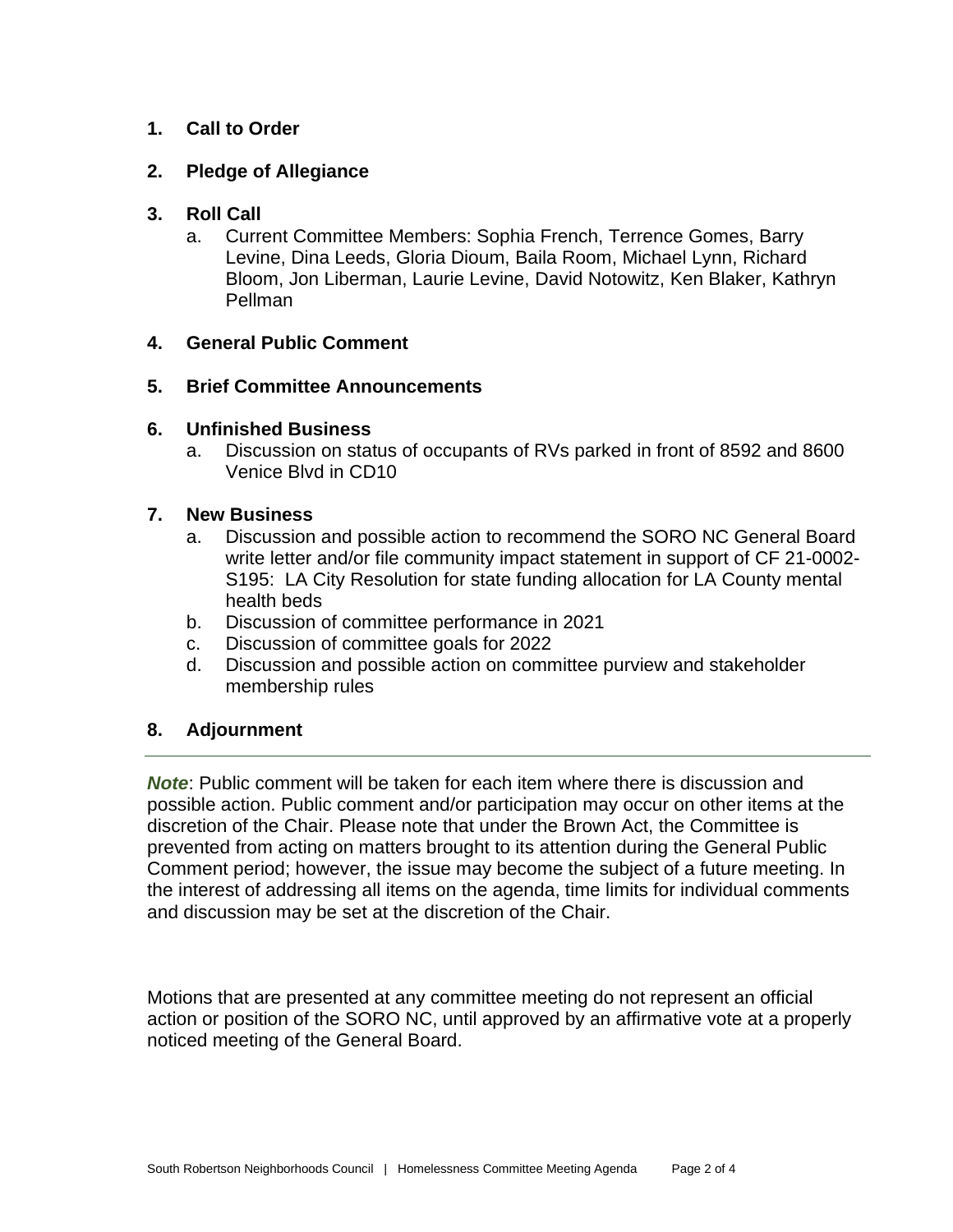1. **Call to Order**

2. **Pledge of Allegiance**

3. **Roll Call**
   a. Current Committee Members: Sophia French, Terrence Gomes, Barry Levine, Dina Leeds, Gloria Dioum, Baila Room, Michael Lynn, Richard Bloom, Jon Liberman, Laurie Levine, David Notowitz, Ken Blaker, Kathryn Pellman

4. **General Public Comment**

5. **Brief Committee Announcements**

6. **Unfinished Business**
   a. Discussion on status of occupants of RVs parked in front of 8592 and 8600 Venice Blvd in CD10

7. **New Business**
   a. Discussion and possible action to recommend the SORO NC General Board write letter and/or file community impact statement in support of CF 21-0002-S195: LA City Resolution for state funding allocation for LA County mental health beds
   b. Discussion of committee performance in 2021
   c. Discussion of committee goals for 2022
   d. Discussion and possible action on committee purview and stakeholder membership rules

8. **Adjournment**

---

***Note***: Public comment will be taken for each item where there is discussion and possible action. Public comment and/or participation may occur on other items at the discretion of the Chair. Please note that under the Brown Act, the Committee is prevented from acting on matters brought to its attention during the General Public Comment period; however, the issue may become the subject of a future meeting. In the interest of addressing all items on the agenda, time limits for individual comments and discussion may be set at the discretion of the Chair.

Motions that are presented at any committee meeting do not represent an official action or position of the SORO NC, until approved by an affirmative vote at a properly noticed meeting of the General Board.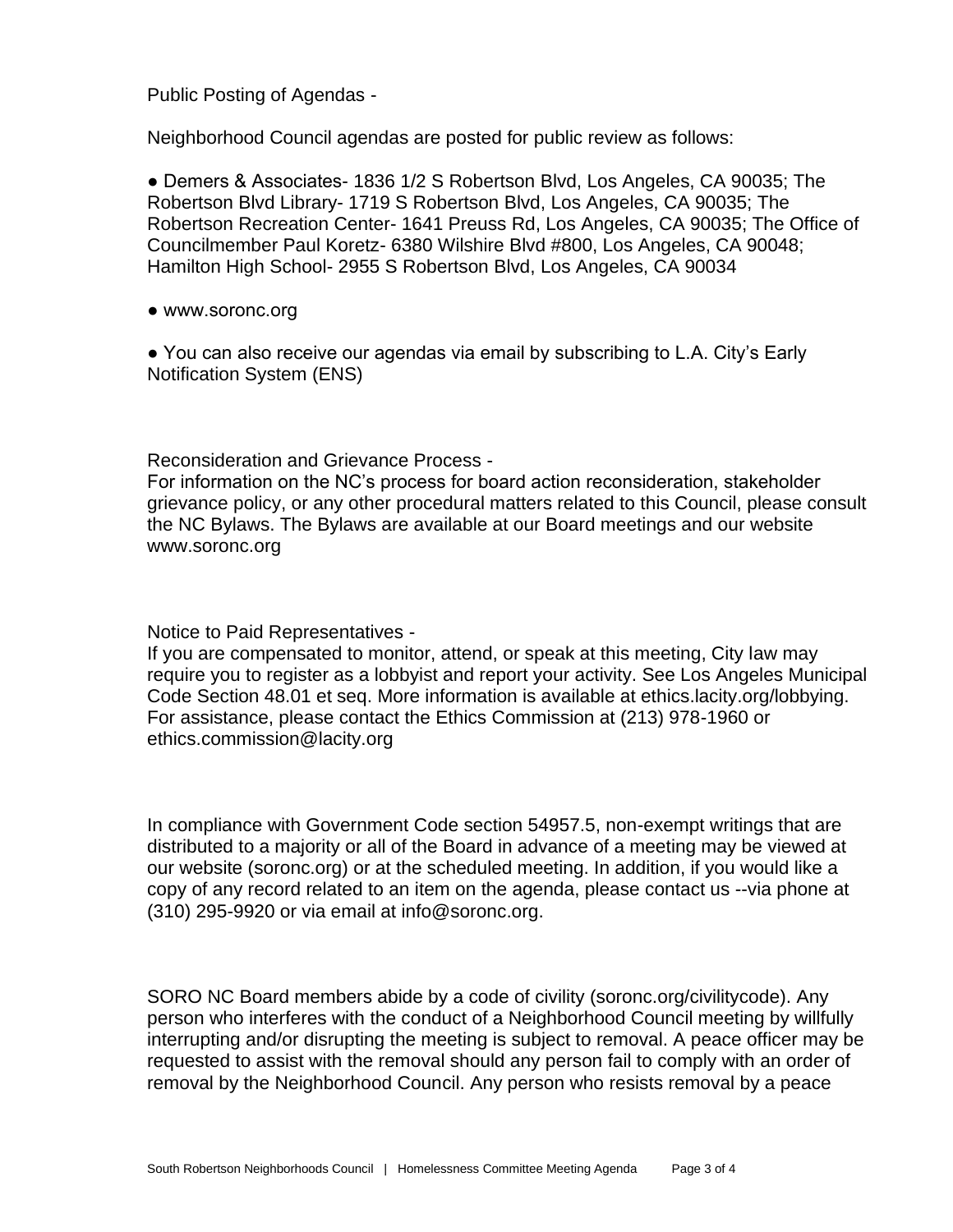Public Posting of Agendas -

Neighborhood Council agendas are posted for public review as follows:

- Demers & Associates- 1836 1/2 S Robertson Blvd, Los Angeles, CA 90035; The Robertson Blvd Library- 1719 S Robertson Blvd, Los Angeles, CA 90035; The Robertson Recreation Center- 1641 Preuss Rd, Los Angeles, CA 90035; The Office of Councilmember Paul Koretz- 6380 Wilshire Blvd #800, Los Angeles, CA 90048; Hamilton High School- 2955 S Robertson Blvd, Los Angeles, CA 90034

- www.soronc.org

- You can also receive our agendas via email by subscribing to L.A. City's Early Notification System (ENS)

Reconsideration and Grievance Process -
For information on the NC's process for board action reconsideration, stakeholder grievance policy, or any other procedural matters related to this Council, please consult the NC Bylaws. The Bylaws are available at our Board meetings and our website www.soronc.org

Notice to Paid Representatives -
If you are compensated to monitor, attend, or speak at this meeting, City law may require you to register as a lobbyist and report your activity. See Los Angeles Municipal Code Section 48.01 et seq. More information is available at ethics.lacity.org/lobbying. For assistance, please contact the Ethics Commission at (213) 978-1960 or ethics.commission@lacity.org

In compliance with Government Code section 54957.5, non-exempt writings that are distributed to a majority or all of the Board in advance of a meeting may be viewed at our website (soronc.org) or at the scheduled meeting. In addition, if you would like a copy of any record related to an item on the agenda, please contact us --via phone at (310) 295-9920 or via email at info@soronc.org.

SORO NC Board members abide by a code of civility (soronc.org/civilitycode). Any person who interferes with the conduct of a Neighborhood Council meeting by willfully interrupting and/or disrupting the meeting is subject to removal. A peace officer may be requested to assist with the removal should any person fail to comply with an order of removal by the Neighborhood Council. Any person who resists removal by a peace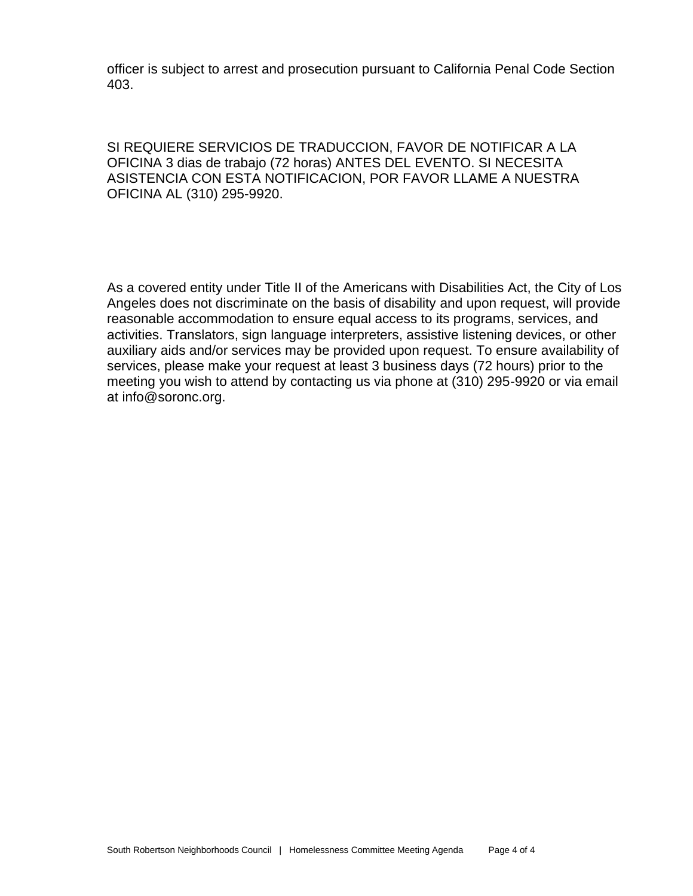officer is subject to arrest and prosecution pursuant to California Penal Code Section 403.

SI REQUIERE SERVICIOS DE TRADUCCION, FAVOR DE NOTIFICAR A LA OFICINA 3 dias de trabajo (72 horas) ANTES DEL EVENTO. SI NECESITA ASISTENCIA CON ESTA NOTIFICACION, POR FAVOR LLAME A NUESTRA OFICINA AL (310) 295-9920.

As a covered entity under Title II of the Americans with Disabilities Act, the City of Los Angeles does not discriminate on the basis of disability and upon request, will provide reasonable accommodation to ensure equal access to its programs, services, and activities. Translators, sign language interpreters, assistive listening devices, or other auxiliary aids and/or services may be provided upon request. To ensure availability of services, please make your request at least 3 business days (72 hours) prior to the meeting you wish to attend by contacting us via phone at (310) 295-9920 or via email at info@soronc.org.